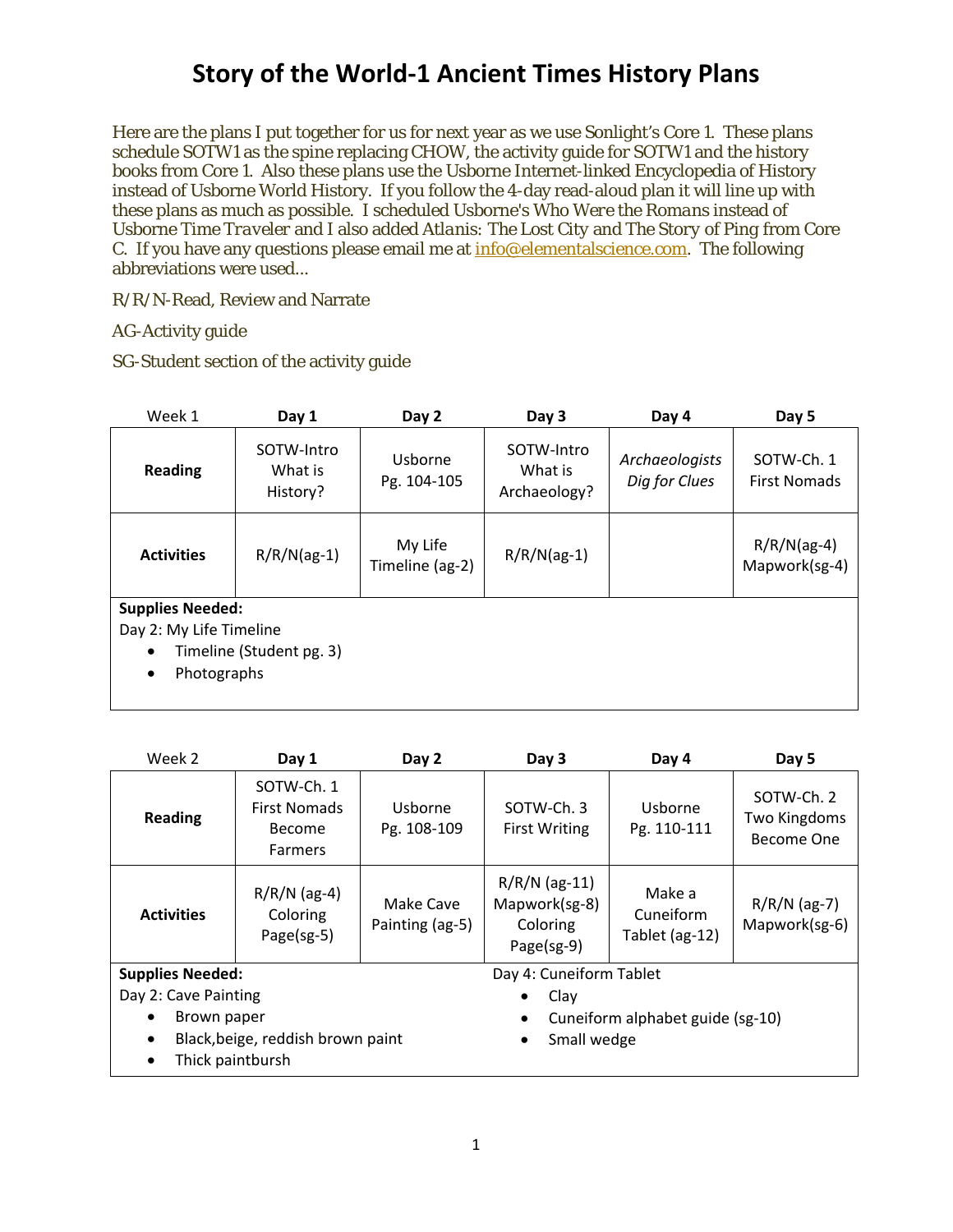# Story of the World-1 Ancient Times History Plans

Here are the plans I put together for us for next year as we use Sonlight's Core 1. These plans schedule SOTW1 as the spine replacing CHOW, the activity guide for SOTW1 and the history books from Core 1. Also these plans use the Usborne Internet-linked Encyclopedia of History instead of Usborne World History. If you follow the 4-day read-aloud plan it will line up with these plans as much as possible. I scheduled Usborne's *Who Were the Romans* instead of Usborne *Time Traveler* and I also added *Atlanis: The Lost City* and *The Story of Ping* from Core C. If you have any questions please email me at info@elementalscience.com. The following abbreviations were used...

R/R/N-Read, Review and Narrate

AG-Activity guide

SG-Student section of the activity guide

| Week 1 | Day 1 | Day 2 | Day 3 | Day 4 | Day 5 |
|---|---|---|---|---|---|
| **Reading** | SOTW-Intro What is History? | Usborne Pg. 104-105 | SOTW-Intro What is Archaeology? | *Archaeologists Dig for Clues* | SOTW-Ch. 1 First Nomads |
| **Activities** | R/R/N(ag-1) | My Life Timeline (ag-2) | R/R/N(ag-1) | | R/R/N(ag-4) Mapwork(sg-4) |

**Supplies Needed:**
Day 2: My Life Timeline
- Timeline (Student pg. 3)
- Photographs

| Week 2 | Day 1 | Day 2 | Day 3 | Day 4 | Day 5 |
|---|---|---|---|---|---|
| **Reading** | SOTW-Ch. 1 First Nomads Become Farmers | Usborne Pg. 108-109 | SOTW-Ch. 3 First Writing | Usborne Pg. 110-111 | SOTW-Ch. 2 Two Kingdoms Become One |
| **Activities** | R/R/N (ag-4) Coloring Page(sg-5) | Make Cave Painting (ag-5) | R/R/N (ag-11) Mapwork(sg-8) Coloring Page(sg-9) | Make a Cuneiform Tablet (ag-12) | R/R/N (ag-7) Mapwork(sg-6) |

**Supplies Needed:**
Day 2: Cave Painting
- Brown paper
- Black,beige, reddish brown paint
- Thick paintbursh

Day 4: Cuneiform Tablet
- Clay
- Cuneiform alphabet guide (sg-10)
- Small wedge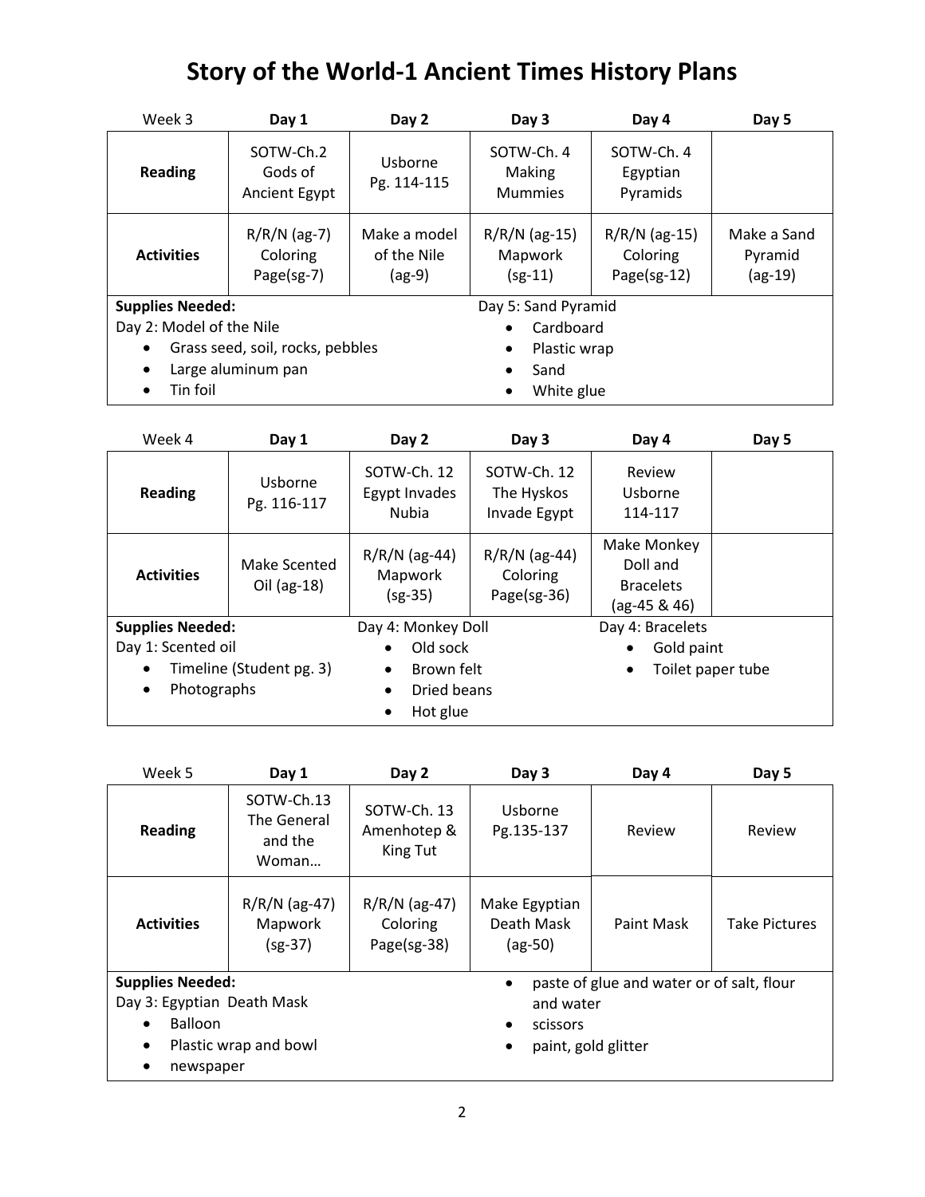# Story of the World-1 Ancient Times History Plans

| Week 3 | Day 1 | Day 2 | Day 3 | Day 4 | Day 5 |
|---|---|---|---|---|---|
| **Reading** | SOTW-Ch.2 Gods of Ancient Egypt | Usborne Pg. 114-115 | SOTW-Ch. 4 Making Mummies | SOTW-Ch. 4 Egyptian Pyramids | |
| **Activities** | R/R/N (ag-7) Coloring Page(sg-7) | Make a model of the Nile (ag-9) | R/R/N (ag-15) Mapwork (sg-11) | R/R/N (ag-15) Coloring Page(sg-12) | Make a Sand Pyramid (ag-19) |

**Supplies Needed:**

Day 2: Model of the Nile
- Grass seed, soil, rocks, pebbles
- Large aluminum pan
- Tin foil

Day 5: Sand Pyramid
- Cardboard
- Plastic wrap
- Sand
- White glue

| Week 4 | Day 1 | Day 2 | Day 3 | Day 4 | Day 5 |
|---|---|---|---|---|---|
| **Reading** | Usborne Pg. 116-117 | SOTW-Ch. 12 Egypt Invades Nubia | SOTW-Ch. 12 The Hyskos Invade Egypt | Review Usborne 114-117 | |
| **Activities** | Make Scented Oil (ag-18) | R/R/N (ag-44) Mapwork (sg-35) | R/R/N (ag-44) Coloring Page(sg-36) | Make Monkey Doll and Bracelets (ag-45 & 46) | |

**Supplies Needed:**

Day 1: Scented oil
- Timeline (Student pg. 3)
- Photographs

Day 4: Monkey Doll
- Old sock
- Brown felt
- Dried beans
- Hot glue

Day 4: Bracelets
- Gold paint
- Toilet paper tube

| Week 5 | Day 1 | Day 2 | Day 3 | Day 4 | Day 5 |
|---|---|---|---|---|---|
| **Reading** | SOTW-Ch.13 The General and the Woman… | SOTW-Ch. 13 Amenhotep & King Tut | Usborne Pg.135-137 | Review | Review |
| **Activities** | R/R/N (ag-47) Mapwork (sg-37) | R/R/N (ag-47) Coloring Page(sg-38) | Make Egyptian Death Mask (ag-50) | Paint Mask | Take Pictures |

**Supplies Needed:**

Day 3: Egyptian Death Mask
- Balloon
- Plastic wrap and bowl
- newspaper
- paste of glue and water or of salt, flour and water
- scissors
- paint, gold glitter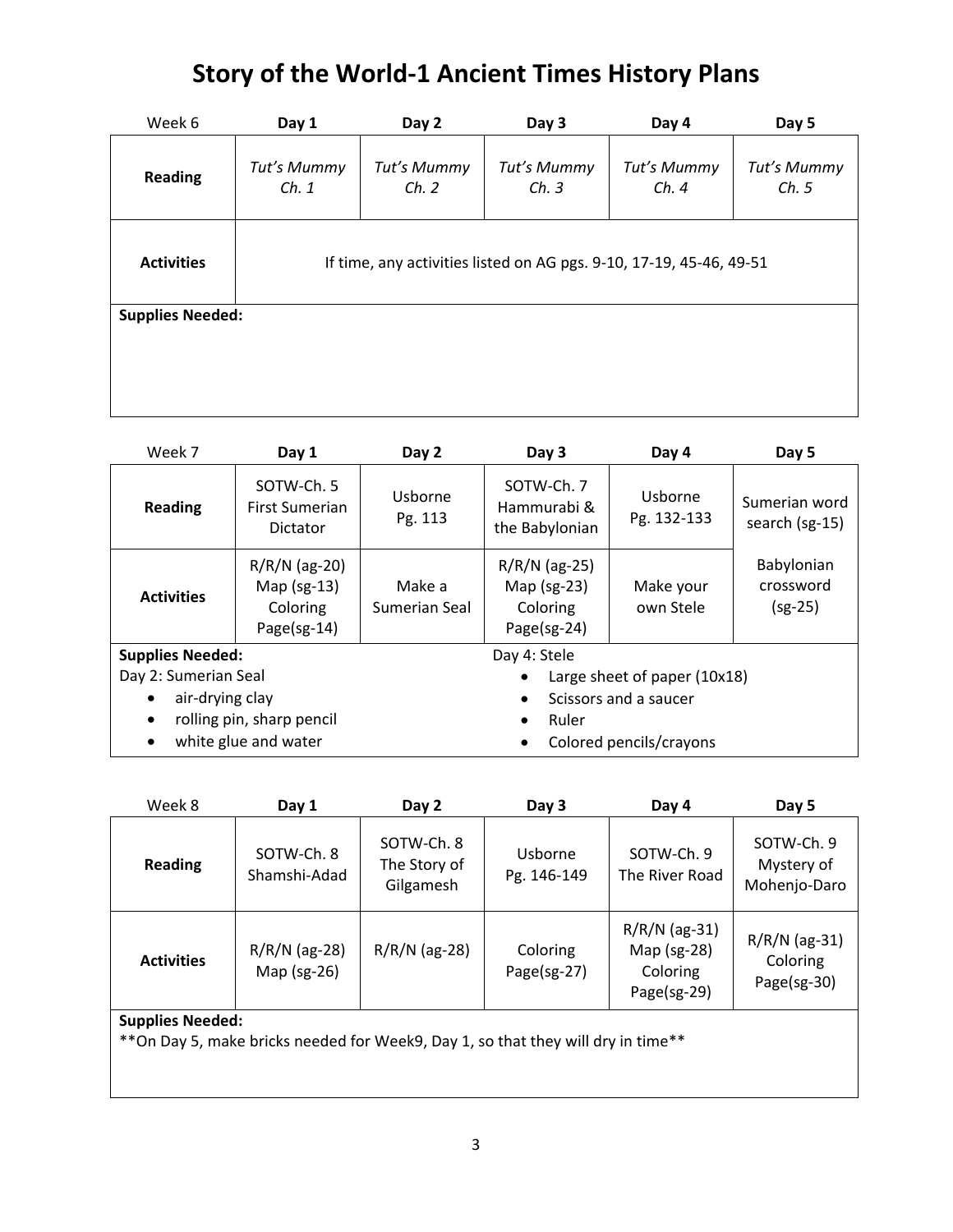# Story of the World-1 Ancient Times History Plans

| Week 6 | Day 1 | Day 2 | Day 3 | Day 4 | Day 5 |
|---|---|---|---|---|---|
| **Reading** | *Tut's Mummy Ch. 1* | *Tut's Mummy Ch. 2* | *Tut's Mummy Ch. 3* | *Tut's Mummy Ch. 4* | *Tut's Mummy Ch. 5* |
| **Activities** | If time, any activities listed on AG pgs. 9-10, 17-19, 45-46, 49-51 | | | | |

**Supplies Needed:**

| Week 7 | Day 1 | Day 2 | Day 3 | Day 4 | Day 5 |
|---|---|---|---|---|---|
| **Reading** | SOTW-Ch. 5 First Sumerian Dictator | Usborne Pg. 113 | SOTW-Ch. 7 Hammurabi & the Babylonian | Usborne Pg. 132-133 | Sumerian word search (sg-15) |
| **Activities** | R/R/N (ag-20) Map (sg-13) Coloring Page(sg-14) | Make a Sumerian Seal | R/R/N (ag-25) Map (sg-23) Coloring Page(sg-24) | Make your own Stele | Babylonian crossword (sg-25) |

**Supplies Needed:**

Day 2: Sumerian Seal
- air-drying clay
- rolling pin, sharp pencil
- white glue and water

Day 4: Stele
- Large sheet of paper (10x18)
- Scissors and a saucer
- Ruler
- Colored pencils/crayons

| Week 8 | Day 1 | Day 2 | Day 3 | Day 4 | Day 5 |
|---|---|---|---|---|---|
| **Reading** | SOTW-Ch. 8 Shamshi-Adad | SOTW-Ch. 8 The Story of Gilgamesh | Usborne Pg. 146-149 | SOTW-Ch. 9 The River Road | SOTW-Ch. 9 Mystery of Mohenjo-Daro |
| **Activities** | R/R/N (ag-28) Map (sg-26) | R/R/N (ag-28) | Coloring Page(sg-27) | R/R/N (ag-31) Map (sg-28) Coloring Page(sg-29) | R/R/N (ag-31) Coloring Page(sg-30) |

**Supplies Needed:**

**On Day 5, make bricks needed for Week9, Day 1, so that they will dry in time**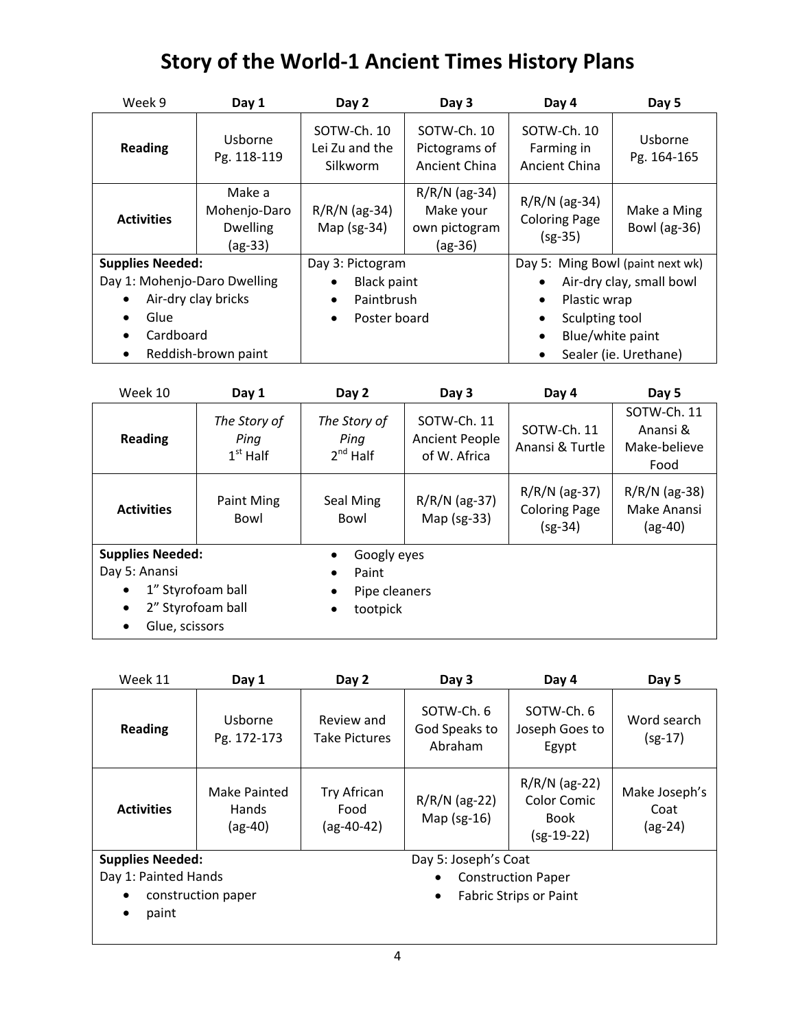# Story of the World-1 Ancient Times History Plans

| Week 9 | Day 1 | Day 2 | Day 3 | Day 4 | Day 5 |
|---|---|---|---|---|---|
| **Reading** | Usborne Pg. 118-119 | SOTW-Ch. 10 Lei Zu and the Silkworm | SOTW-Ch. 10 Pictograms of Ancient China | SOTW-Ch. 10 Farming in Ancient China | Usborne Pg. 164-165 |
| **Activities** | Make a Mohenjo-Daro Dwelling (ag-33) | R/R/N (ag-34) Map (sg-34) | R/R/N (ag-34) Make your own pictogram (ag-36) | R/R/N (ag-34) Coloring Page (sg-35) | Make a Ming Bowl (ag-36) |

**Supplies Needed:**

Day 1: Mohenjo-Daro Dwelling
- Air-dry clay bricks
- Glue
- Cardboard
- Reddish-brown paint

Day 3: Pictogram
- Black paint
- Paintbrush
- Poster board

Day 5: Ming Bowl (paint next wk)
- Air-dry clay, small bowl
- Plastic wrap
- Sculpting tool
- Blue/white paint
- Sealer (ie. Urethane)

| Week 10 | Day 1 | Day 2 | Day 3 | Day 4 | Day 5 |
|---|---|---|---|---|---|
| **Reading** | *The Story of Ping* 1st Half | *The Story of Ping* 2nd Half | SOTW-Ch. 11 Ancient People of W. Africa | SOTW-Ch. 11 Anansi & Turtle | SOTW-Ch. 11 Anansi & Make-believe Food |
| **Activities** | Paint Ming Bowl | Seal Ming Bowl | R/R/N (ag-37) Map (sg-33) | R/R/N (ag-37) Coloring Page (sg-34) | R/R/N (ag-38) Make Anansi (ag-40) |

**Supplies Needed:**

Day 5: Anansi
- 1" Styrofoam ball
- 2" Styrofoam ball
- Glue, scissors
- Googly eyes
- Paint
- Pipe cleaners
- tootpick

| Week 11 | Day 1 | Day 2 | Day 3 | Day 4 | Day 5 |
|---|---|---|---|---|---|
| **Reading** | Usborne Pg. 172-173 | Review and Take Pictures | SOTW-Ch. 6 God Speaks to Abraham | SOTW-Ch. 6 Joseph Goes to Egypt | Word search (sg-17) |
| **Activities** | Make Painted Hands (ag-40) | Try African Food (ag-40-42) | R/R/N (ag-22) Map (sg-16) | R/R/N (ag-22) Color Comic Book (sg-19-22) | Make Joseph's Coat (ag-24) |

**Supplies Needed:**

Day 1: Painted Hands
- construction paper
- paint

Day 5: Joseph's Coat
- Construction Paper
- Fabric Strips or Paint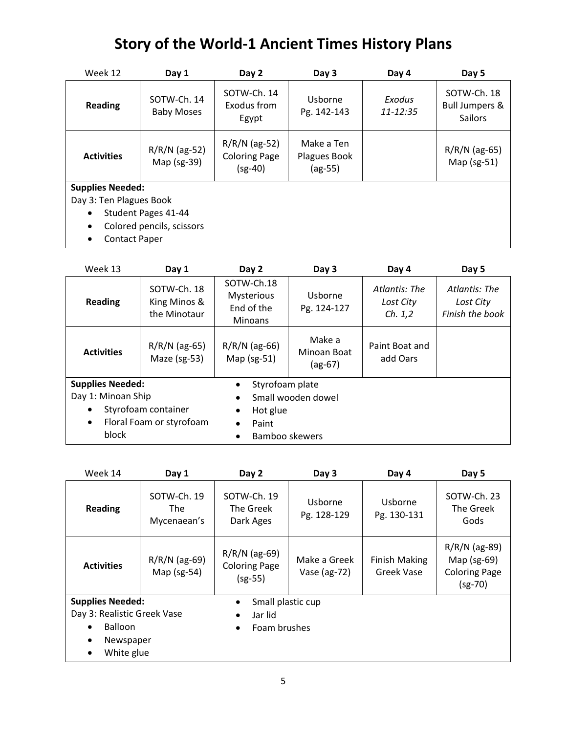# Story of the World-1 Ancient Times History Plans

| Week 12 | Day 1 | Day 2 | Day 3 | Day 4 | Day 5 |
|---|---|---|---|---|---|
| **Reading** | SOTW-Ch. 14 Baby Moses | SOTW-Ch. 14 Exodus from Egypt | Usborne Pg. 142-143 | *Exodus 11-12:35* | SOTW-Ch. 18 Bull Jumpers & Sailors |
| **Activities** | R/R/N (ag-52) Map (sg-39) | R/R/N (ag-52) Coloring Page (sg-40) | Make a Ten Plagues Book (ag-55) | | R/R/N (ag-65) Map (sg-51) |

**Supplies Needed:**
Day 3: Ten Plagues Book
- Student Pages 41-44
- Colored pencils, scissors
- Contact Paper

| Week 13 | Day 1 | Day 2 | Day 3 | Day 4 | Day 5 |
|---|---|---|---|---|---|
| **Reading** | SOTW-Ch. 18 King Minos & the Minotaur | SOTW-Ch.18 Mysterious End of the Minoans | Usborne Pg. 124-127 | *Atlantis: The Lost City Ch. 1,2* | *Atlantis: The Lost City Finish the book* |
| **Activities** | R/R/N (ag-65) Maze (sg-53) | R/R/N (ag-66) Map (sg-51) | Make a Minoan Boat (ag-67) | Paint Boat and add Oars | |

**Supplies Needed:**
Day 1: Minoan Ship
- Styrofoam container
- Floral Foam or styrofoam block
- Styrofoam plate
- Small wooden dowel
- Hot glue
- Paint
- Bamboo skewers

| Week 14 | Day 1 | Day 2 | Day 3 | Day 4 | Day 5 |
|---|---|---|---|---|---|
| **Reading** | SOTW-Ch. 19 The Mycenaean's | SOTW-Ch. 19 The Greek Dark Ages | Usborne Pg. 128-129 | Usborne Pg. 130-131 | SOTW-Ch. 23 The Greek Gods |
| **Activities** | R/R/N (ag-69) Map (sg-54) | R/R/N (ag-69) Coloring Page (sg-55) | Make a Greek Vase (ag-72) | Finish Making Greek Vase | R/R/N (ag-89) Map (sg-69) Coloring Page (sg-70) |

**Supplies Needed:**
Day 3: Realistic Greek Vase
- Balloon
- Newspaper
- White glue
- Small plastic cup
- Jar lid
- Foam brushes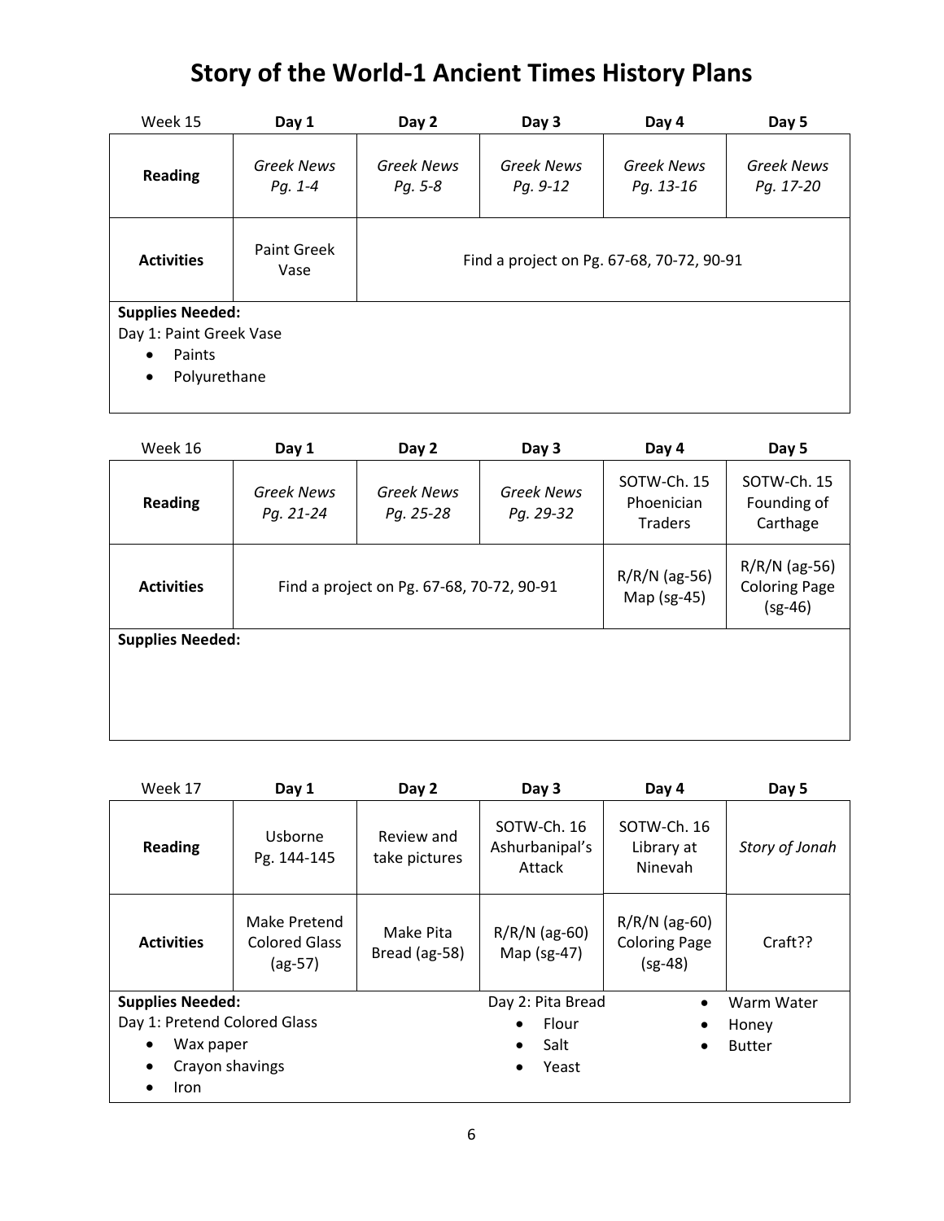# Story of the World-1 Ancient Times History Plans

| Week 15 | Day 1 | Day 2 | Day 3 | Day 4 | Day 5 |
|---|---|---|---|---|---|
| **Reading** | *Greek News Pg. 1-4* | *Greek News Pg. 5-8* | *Greek News Pg. 9-12* | *Greek News Pg. 13-16* | *Greek News Pg. 17-20* |
| **Activities** | Paint Greek Vase | Find a project on Pg. 67-68, 70-72, 90-91 | | | |

**Supplies Needed:**

Day 1: Paint Greek Vase

- Paints
- Polyurethane

| Week 16 | Day 1 | Day 2 | Day 3 | Day 4 | Day 5 |
|---|---|---|---|---|---|
| **Reading** | *Greek News Pg. 21-24* | *Greek News Pg. 25-28* | *Greek News Pg. 29-32* | SOTW-Ch. 15 Phoenician Traders | SOTW-Ch. 15 Founding of Carthage |
| **Activities** | Find a project on Pg. 67-68, 70-72, 90-91 | | | R/R/N (ag-56) Map (sg-45) | R/R/N (ag-56) Coloring Page (sg-46) |

**Supplies Needed:**

| Week 17 | Day 1 | Day 2 | Day 3 | Day 4 | Day 5 |
|---|---|---|---|---|---|
| **Reading** | Usborne Pg. 144-145 | Review and take pictures | SOTW-Ch. 16 Ashurbanipal's Attack | SOTW-Ch. 16 Library at Ninevah | *Story of Jonah* |
| **Activities** | Make Pretend Colored Glass (ag-57) | Make Pita Bread (ag-58) | R/R/N (ag-60) Map (sg-47) | R/R/N (ag-60) Coloring Page (sg-48) | Craft?? |

**Supplies Needed:**

Day 1: Pretend Colored Glass

- Wax paper
- Crayon shavings
- Iron

Day 2: Pita Bread

- Flour
- Salt
- Yeast
- Warm Water
- Honey
- Butter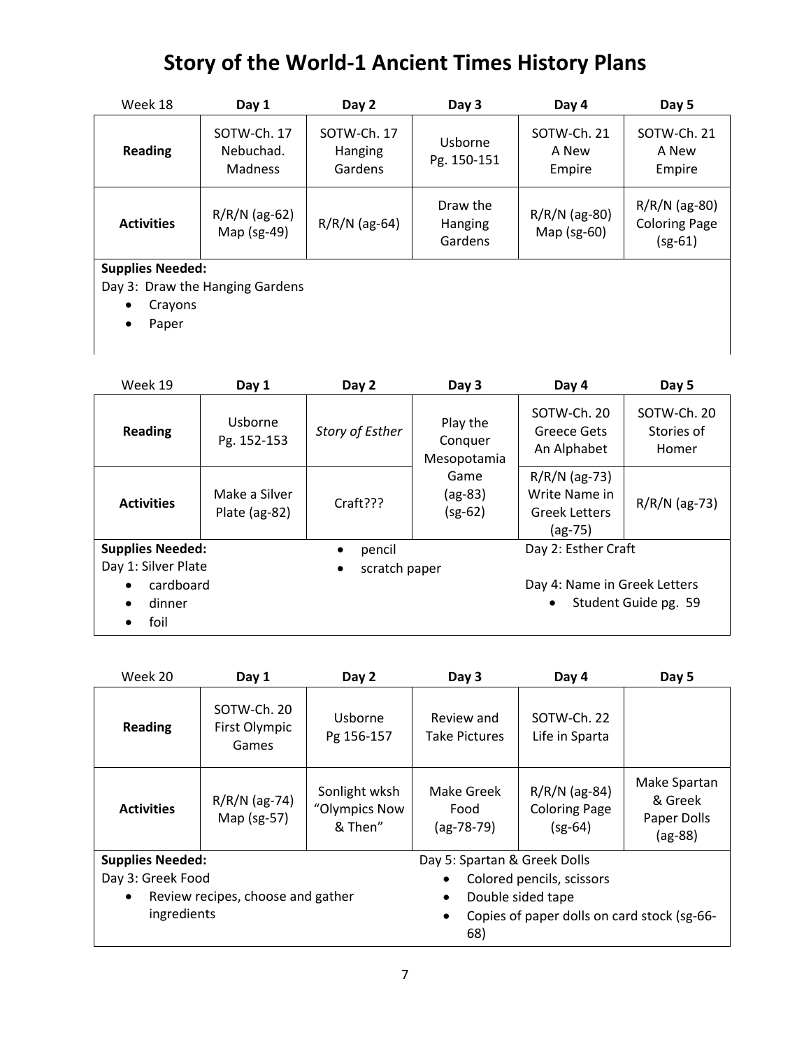# Story of the World-1 Ancient Times History Plans

| Week 18 | Day 1 | Day 2 | Day 3 | Day 4 | Day 5 |
|---|---|---|---|---|---|
| **Reading** | SOTW-Ch. 17 Nebuchad. Madness | SOTW-Ch. 17 Hanging Gardens | Usborne Pg. 150-151 | SOTW-Ch. 21 A New Empire | SOTW-Ch. 21 A New Empire |
| **Activities** | R/R/N (ag-62) Map (sg-49) | R/R/N (ag-64) | Draw the Hanging Gardens | R/R/N (ag-80) Map (sg-60) | R/R/N (ag-80) Coloring Page (sg-61) |

**Supplies Needed:**

Day 3: Draw the Hanging Gardens

- Crayons
- Paper

| Week 19 | Day 1 | Day 2 | Day 3 | Day 4 | Day 5 |
|---|---|---|---|---|---|
| **Reading** | Usborne Pg. 152-153 | *Story of Esther* | Play the Conquer Mesopotamia Game (ag-83) (sg-62) | SOTW-Ch. 20 Greece Gets An Alphabet | SOTW-Ch. 20 Stories of Homer |
| **Activities** | Make a Silver Plate (ag-82) | Craft??? | | R/R/N (ag-73) Write Name in Greek Letters (ag-75) | R/R/N (ag-73) |

**Supplies Needed:**

Day 1: Silver Plate

- cardboard
- dinner
- foil
- pencil
- scratch paper

Day 2: Esther Craft

Day 4: Name in Greek Letters

- Student Guide pg. 59

| Week 20 | Day 1 | Day 2 | Day 3 | Day 4 | Day 5 |
|---|---|---|---|---|---|
| **Reading** | SOTW-Ch. 20 First Olympic Games | Usborne Pg 156-157 | Review and Take Pictures | SOTW-Ch. 22 Life in Sparta | |
| **Activities** | R/R/N (ag-74) Map (sg-57) | Sonlight wksh "Olympics Now & Then" | Make Greek Food (ag-78-79) | R/R/N (ag-84) Coloring Page (sg-64) | Make Spartan & Greek Paper Dolls (ag-88) |

**Supplies Needed:**

Day 3: Greek Food

- Review recipes, choose and gather ingredients

Day 5: Spartan & Greek Dolls

- Colored pencils, scissors
- Double sided tape
- Copies of paper dolls on card stock (sg-66-68)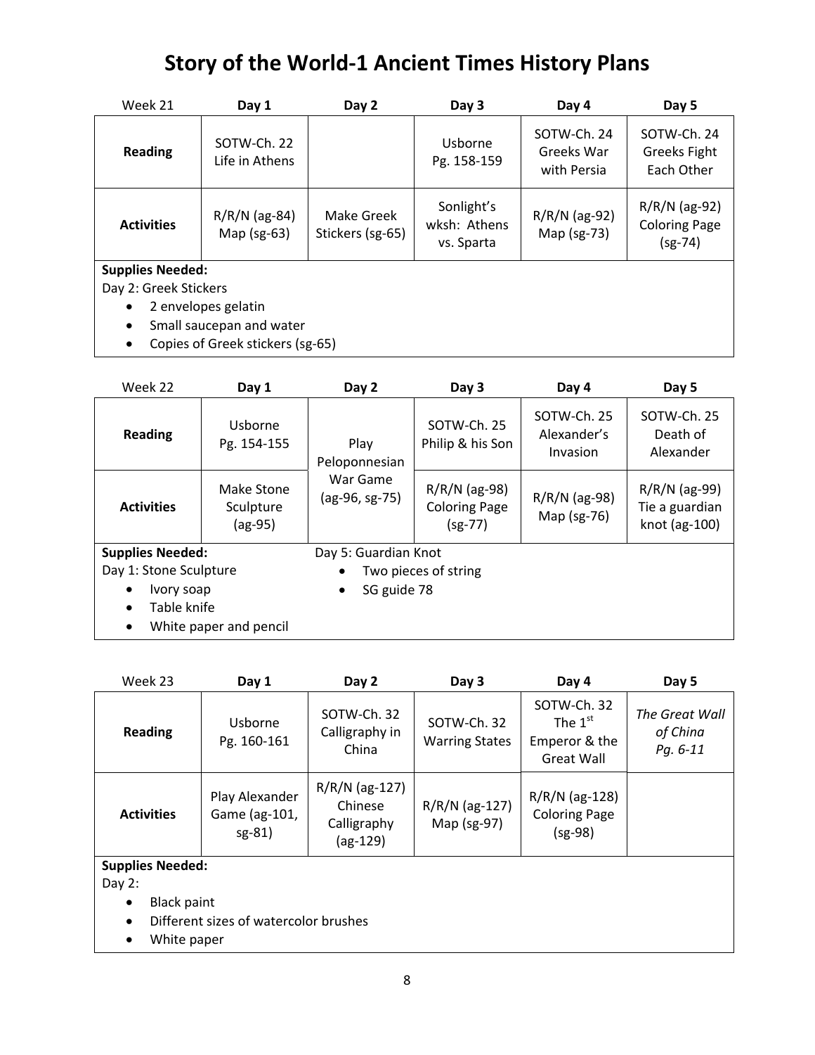# Story of the World-1 Ancient Times History Plans

| Week 21 | Day 1 | Day 2 | Day 3 | Day 4 | Day 5 |
|---|---|---|---|---|---|
| **Reading** | SOTW-Ch. 22 Life in Athens | | Usborne Pg. 158-159 | SOTW-Ch. 24 Greeks War with Persia | SOTW-Ch. 24 Greeks Fight Each Other |
| **Activities** | R/R/N (ag-84) Map (sg-63) | Make Greek Stickers (sg-65) | Sonlight's wksh: Athens vs. Sparta | R/R/N (ag-92) Map (sg-73) | R/R/N (ag-92) Coloring Page (sg-74) |

**Supplies Needed:**

Day 2: Greek Stickers

- 2 envelopes gelatin
- Small saucepan and water
- Copies of Greek stickers (sg-65)

| Week 22 | Day 1 | Day 2 | Day 3 | Day 4 | Day 5 |
|---|---|---|---|---|---|
| **Reading** | Usborne Pg. 154-155 | Play Peloponnesian War Game (ag-96, sg-75) | SOTW-Ch. 25 Philip & his Son | SOTW-Ch. 25 Alexander's Invasion | SOTW-Ch. 25 Death of Alexander |
| **Activities** | Make Stone Sculpture (ag-95) | | R/R/N (ag-98) Coloring Page (sg-77) | R/R/N (ag-98) Map (sg-76) | R/R/N (ag-99) Tie a guardian knot (ag-100) |

**Supplies Needed:**

Day 1: Stone Sculpture

- Ivory soap
- Table knife
- White paper and pencil

Day 5: Guardian Knot

- Two pieces of string
- SG guide 78

| Week 23 | Day 1 | Day 2 | Day 3 | Day 4 | Day 5 |
|---|---|---|---|---|---|
| **Reading** | Usborne Pg. 160-161 | SOTW-Ch. 32 Calligraphy in China | SOTW-Ch. 32 Warring States | SOTW-Ch. 32 The 1st Emperor & the Great Wall | *The Great Wall of China Pg. 6-11* |
| **Activities** | Play Alexander Game (ag-101, sg-81) | R/R/N (ag-127) Chinese Calligraphy (ag-129) | R/R/N (ag-127) Map (sg-97) | R/R/N (ag-128) Coloring Page (sg-98) | |

**Supplies Needed:**

Day 2:

- Black paint
- Different sizes of watercolor brushes
- White paper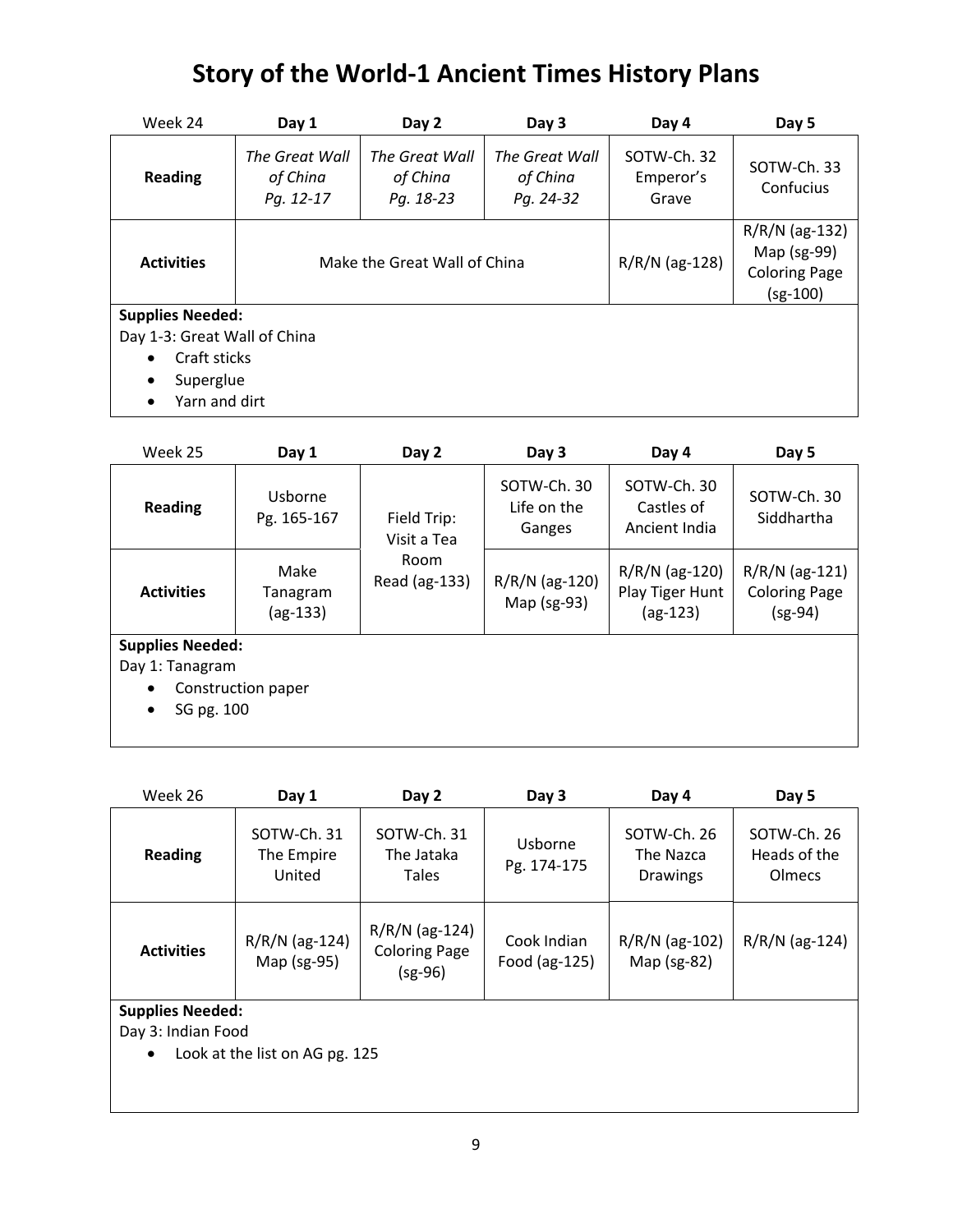# Story of the World-1 Ancient Times History Plans

| Week 24 | Day 1 | Day 2 | Day 3 | Day 4 | Day 5 |
|---|---|---|---|---|---|
| **Reading** | *The Great Wall of China Pg. 12-17* | *The Great Wall of China Pg. 18-23* | *The Great Wall of China Pg. 24-32* | SOTW-Ch. 32 Emperor's Grave | SOTW-Ch. 33 Confucius |
| **Activities** | Make the Great Wall of China | | | R/R/N (ag-128) | R/R/N (ag-132) Map (sg-99) Coloring Page (sg-100) |

**Supplies Needed:**
Day 1-3: Great Wall of China
- Craft sticks
- Superglue
- Yarn and dirt

| Week 25 | Day 1 | Day 2 | Day 3 | Day 4 | Day 5 |
|---|---|---|---|---|---|
| **Reading** | Usborne Pg. 165-167 | Field Trip: Visit a Tea Room Read (ag-133) | SOTW-Ch. 30 Life on the Ganges | SOTW-Ch. 30 Castles of Ancient India | SOTW-Ch. 30 Siddhartha |
| **Activities** | Make Tanagram (ag-133) | | R/R/N (ag-120) Map (sg-93) | R/R/N (ag-120) Play Tiger Hunt (ag-123) | R/R/N (ag-121) Coloring Page (sg-94) |

**Supplies Needed:**
Day 1: Tanagram
- Construction paper
- SG pg. 100

| Week 26 | Day 1 | Day 2 | Day 3 | Day 4 | Day 5 |
|---|---|---|---|---|---|
| **Reading** | SOTW-Ch. 31 The Empire United | SOTW-Ch. 31 The Jataka Tales | Usborne Pg. 174-175 | SOTW-Ch. 26 The Nazca Drawings | SOTW-Ch. 26 Heads of the Olmecs |
| **Activities** | R/R/N (ag-124) Map (sg-95) | R/R/N (ag-124) Coloring Page (sg-96) | Cook Indian Food (ag-125) | R/R/N (ag-102) Map (sg-82) | R/R/N (ag-124) |

**Supplies Needed:**
Day 3: Indian Food
- Look at the list on AG pg. 125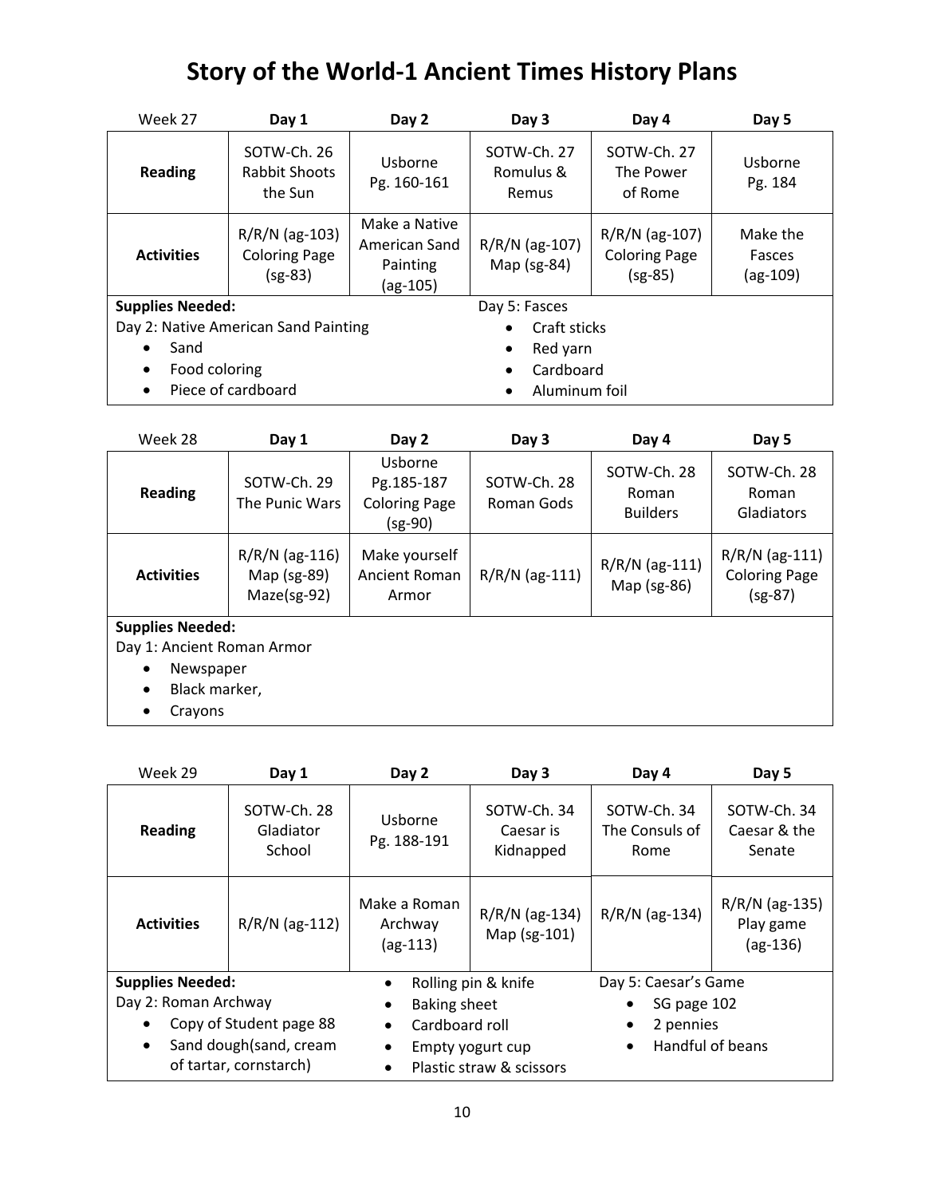# Story of the World-1 Ancient Times History Plans

| Week 27 | Day 1 | Day 2 | Day 3 | Day 4 | Day 5 |
|---|---|---|---|---|---|
| **Reading** | SOTW-Ch. 26 Rabbit Shoots the Sun | Usborne Pg. 160-161 | SOTW-Ch. 27 Romulus & Remus | SOTW-Ch. 27 The Power of Rome | Usborne Pg. 184 |
| **Activities** | R/R/N (ag-103) Coloring Page (sg-83) | Make a Native American Sand Painting (ag-105) | R/R/N (ag-107) Map (sg-84) | R/R/N (ag-107) Coloring Page (sg-85) | Make the Fasces (ag-109) |

**Supplies Needed:**

Day 2: Native American Sand Painting
- Sand
- Food coloring
- Piece of cardboard

Day 5: Fasces
- Craft sticks
- Red yarn
- Cardboard
- Aluminum foil

| Week 28 | Day 1 | Day 2 | Day 3 | Day 4 | Day 5 |
|---|---|---|---|---|---|
| **Reading** | SOTW-Ch. 29 The Punic Wars | Usborne Pg.185-187 Coloring Page (sg-90) | SOTW-Ch. 28 Roman Gods | SOTW-Ch. 28 Roman Builders | SOTW-Ch. 28 Roman Gladiators |
| **Activities** | R/R/N (ag-116) Map (sg-89) Maze(sg-92) | Make yourself Ancient Roman Armor | R/R/N (ag-111) | R/R/N (ag-111) Map (sg-86) | R/R/N (ag-111) Coloring Page (sg-87) |

**Supplies Needed:**

Day 1: Ancient Roman Armor
- Newspaper
- Black marker,
- Crayons

| Week 29 | Day 1 | Day 2 | Day 3 | Day 4 | Day 5 |
|---|---|---|---|---|---|
| **Reading** | SOTW-Ch. 28 Gladiator School | Usborne Pg. 188-191 | SOTW-Ch. 34 Caesar is Kidnapped | SOTW-Ch. 34 The Consuls of Rome | SOTW-Ch. 34 Caesar & the Senate |
| **Activities** | R/R/N (ag-112) | Make a Roman Archway (ag-113) | R/R/N (ag-134) Map (sg-101) | R/R/N (ag-134) | R/R/N (ag-135) Play game (ag-136) |

**Supplies Needed:**

Day 2: Roman Archway
- Copy of Student page 88
- Sand dough(sand, cream of tartar, cornstarch)
- Rolling pin & knife
- Baking sheet
- Cardboard roll
- Empty yogurt cup
- Plastic straw & scissors

Day 5: Caesar's Game
- SG page 102
- 2 pennies
- Handful of beans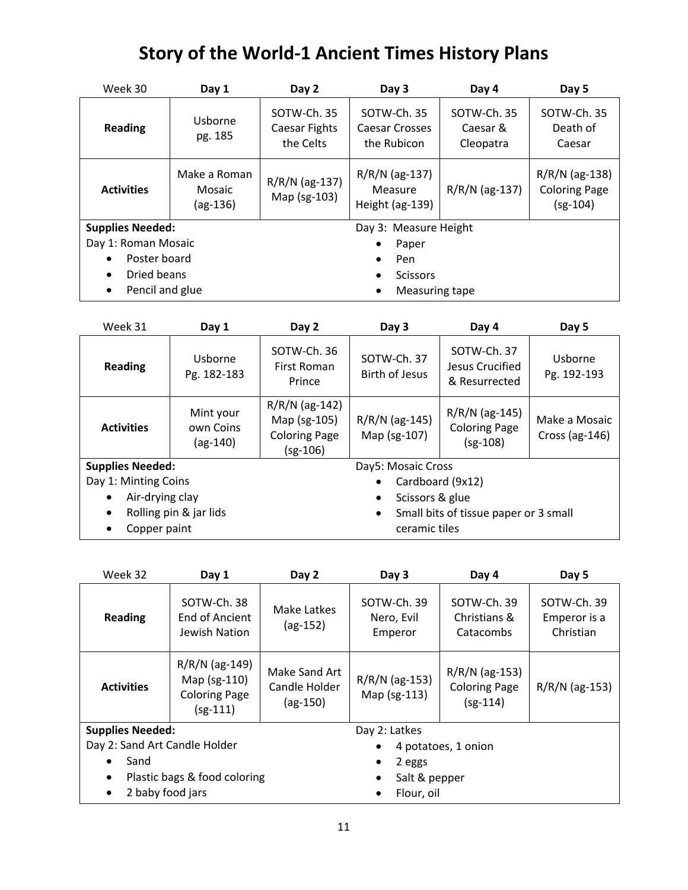# Story of the World-1 Ancient Times History Plans

| Week 30 | Day 1 | Day 2 | Day 3 | Day 4 | Day 5 |
|---|---|---|---|---|---|
| **Reading** | Usborne pg. 185 | SOTW-Ch. 35 Caesar Fights the Celts | SOTW-Ch. 35 Caesar Crosses the Rubicon | SOTW-Ch. 35 Caesar & Cleopatra | SOTW-Ch. 35 Death of Caesar |
| **Activities** | Make a Roman Mosaic (ag-136) | R/R/N (ag-137) Map (sg-103) | R/R/N (ag-137) Measure Height (ag-139) | R/R/N (ag-137) | R/R/N (ag-138) Coloring Page (sg-104) |

**Supplies Needed:**

Day 1: Roman Mosaic
- Poster board
- Dried beans
- Pencil and glue

Day 3: Measure Height
- Paper
- Pen
- Scissors
- Measuring tape

| Week 31 | Day 1 | Day 2 | Day 3 | Day 4 | Day 5 |
|---|---|---|---|---|---|
| **Reading** | Usborne Pg. 182-183 | SOTW-Ch. 36 First Roman Prince | SOTW-Ch. 37 Birth of Jesus | SOTW-Ch. 37 Jesus Crucified & Resurrected | Usborne Pg. 192-193 |
| **Activities** | Mint your own Coins (ag-140) | R/R/N (ag-142) Map (sg-105) Coloring Page (sg-106) | R/R/N (ag-145) Map (sg-107) | R/R/N (ag-145) Coloring Page (sg-108) | Make a Mosaic Cross (ag-146) |

**Supplies Needed:**

Day 1: Minting Coins
- Air-drying clay
- Rolling pin & jar lids
- Copper paint

Day5: Mosaic Cross
- Cardboard (9x12)
- Scissors & glue
- Small bits of tissue paper or 3 small ceramic tiles

| Week 32 | Day 1 | Day 2 | Day 3 | Day 4 | Day 5 |
|---|---|---|---|---|---|
| **Reading** | SOTW-Ch. 38 End of Ancient Jewish Nation | Make Latkes (ag-152) | SOTW-Ch. 39 Nero, Evil Emperor | SOTW-Ch. 39 Christians & Catacombs | SOTW-Ch. 39 Emperor is a Christian |
| **Activities** | R/R/N (ag-149) Map (sg-110) Coloring Page (sg-111) | Make Sand Art Candle Holder (ag-150) | R/R/N (ag-153) Map (sg-113) | R/R/N (ag-153) Coloring Page (sg-114) | R/R/N (ag-153) |

**Supplies Needed:**

Day 2: Sand Art Candle Holder
- Sand
- Plastic bags & food coloring
- 2 baby food jars

Day 2: Latkes
- 4 potatoes, 1 onion
- 2 eggs
- Salt & pepper
- Flour, oil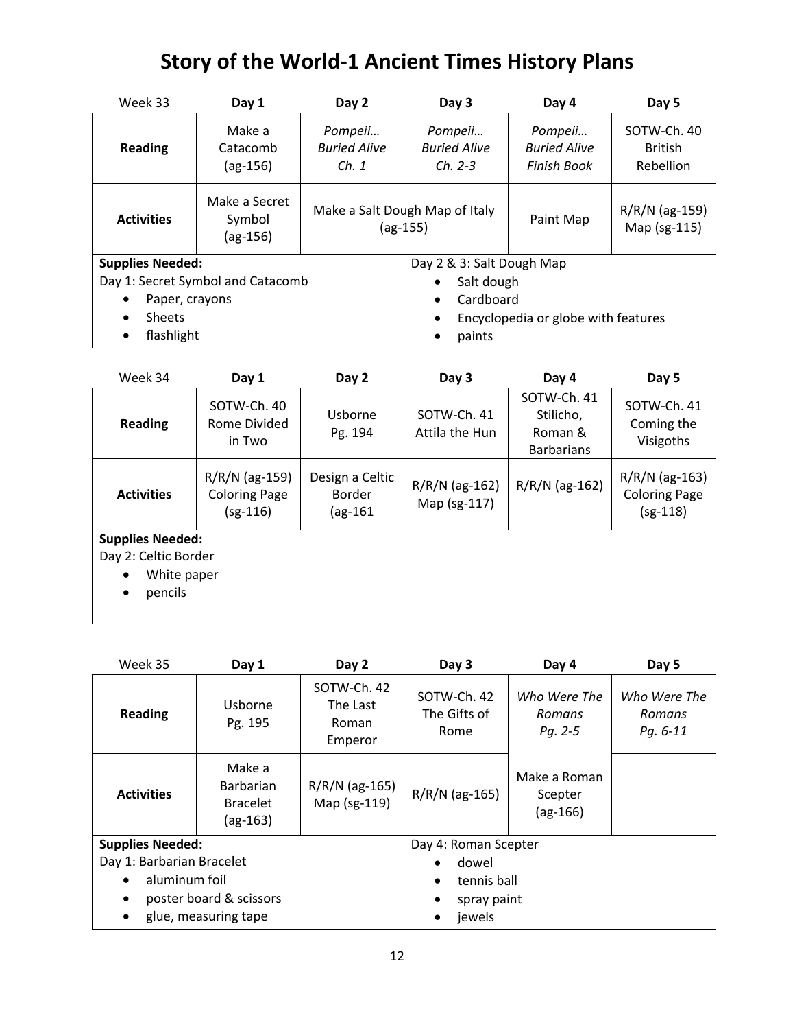# Story of the World-1 Ancient Times History Plans

| Week 33 | Day 1 | Day 2 | Day 3 | Day 4 | Day 5 |
|---|---|---|---|---|---|
| **Reading** | Make a Catacomb (ag-156) | *Pompeii… Buried Alive Ch. 1* | *Pompeii… Buried Alive Ch. 2-3* | *Pompeii… Buried Alive Finish Book* | SOTW-Ch. 40 British Rebellion |
| **Activities** | Make a Secret Symbol (ag-156) | Make a Salt Dough Map of Italy (ag-155) | | Paint Map | R/R/N (ag-159) Map (sg-115) |

**Supplies Needed:**

Day 1: Secret Symbol and Catacomb
- Paper, crayons
- Sheets
- flashlight

Day 2 & 3: Salt Dough Map
- Salt dough
- Cardboard
- Encyclopedia or globe with features
- paints

| Week 34 | Day 1 | Day 2 | Day 3 | Day 4 | Day 5 |
|---|---|---|---|---|---|
| **Reading** | SOTW-Ch. 40 Rome Divided in Two | Usborne Pg. 194 | SOTW-Ch. 41 Attila the Hun | SOTW-Ch. 41 Stilicho, Roman & Barbarians | SOTW-Ch. 41 Coming the Visigoths |
| **Activities** | R/R/N (ag-159) Coloring Page (sg-116) | Design a Celtic Border (ag-161 | R/R/N (ag-162) Map (sg-117) | R/R/N (ag-162) | R/R/N (ag-163) Coloring Page (sg-118) |

**Supplies Needed:**

Day 2: Celtic Border
- White paper
- pencils

| Week 35 | Day 1 | Day 2 | Day 3 | Day 4 | Day 5 |
|---|---|---|---|---|---|
| **Reading** | Usborne Pg. 195 | SOTW-Ch. 42 The Last Roman Emperor | SOTW-Ch. 42 The Gifts of Rome | *Who Were The Romans Pg. 2-5* | *Who Were The Romans Pg. 6-11* |
| **Activities** | Make a Barbarian Bracelet (ag-163) | R/R/N (ag-165) Map (sg-119) | R/R/N (ag-165) | Make a Roman Scepter (ag-166) | |

**Supplies Needed:**

Day 1: Barbarian Bracelet
- aluminum foil
- poster board & scissors
- glue, measuring tape

Day 4: Roman Scepter
- dowel
- tennis ball
- spray paint
- jewels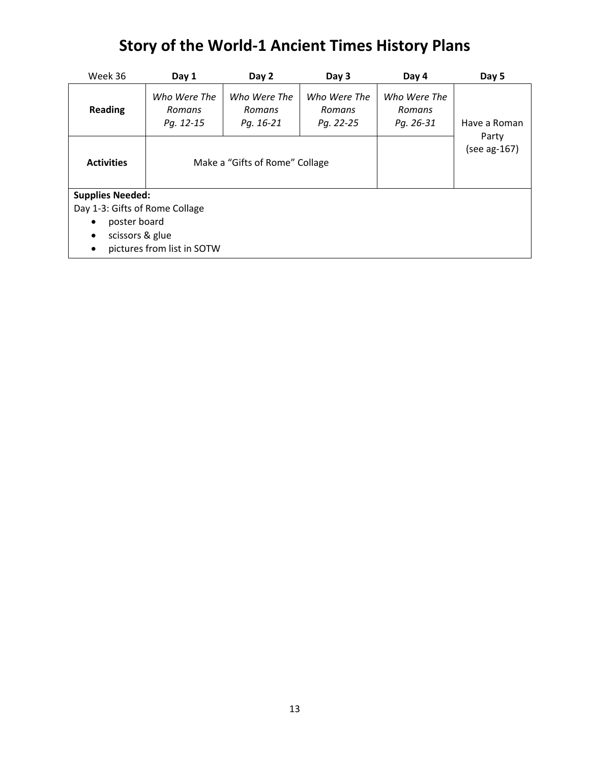# Story of the World-1 Ancient Times History Plans

| Week 36 | Day 1 | Day 2 | Day 3 | Day 4 | Day 5 |
|---|---|---|---|---|---|
| **Reading** | *Who Were The Romans Pg. 12-15* | *Who Were The Romans Pg. 16-21* | *Who Were The Romans Pg. 22-25* | *Who Were The Romans Pg. 26-31* | Have a Roman Party (see ag-167) |
| **Activities** | Make a "Gifts of Rome" Collage | | | | |

**Supplies Needed:**

Day 1-3: Gifts of Rome Collage

- poster board
- scissors & glue
- pictures from list in SOTW